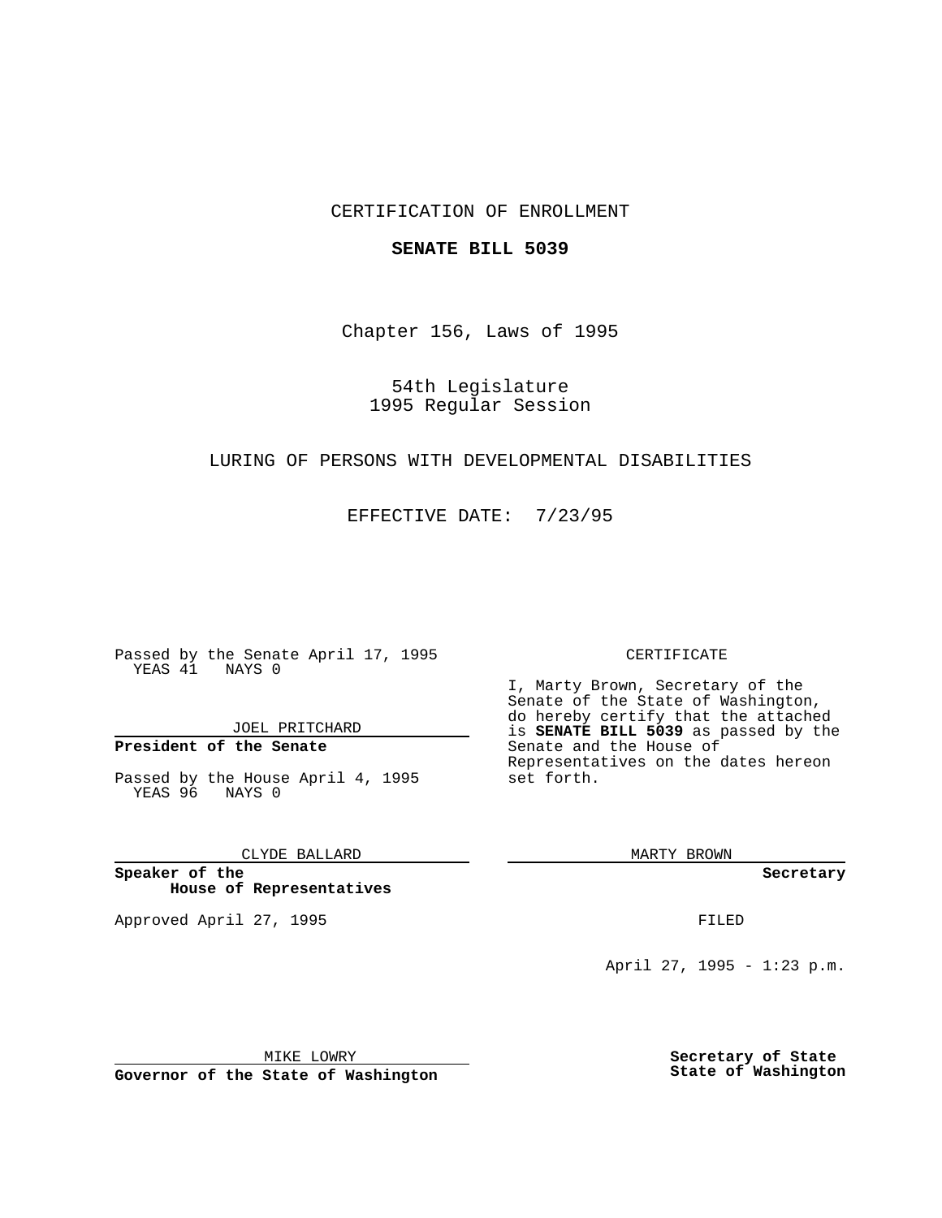CERTIFICATION OF ENROLLMENT

**SENATE BILL 5039**

Chapter 156, Laws of 1995

54th Legislature
1995 Regular Session

LURING OF PERSONS WITH DEVELOPMENTAL DISABILITIES

EFFECTIVE DATE: 7/23/95

Passed by the Senate April 17, 1995
YEAS 41 NAYS 0

JOEL PRITCHARD

**President of the Senate**

Passed by the House April 4, 1995
YEAS 96 NAYS 0

CLYDE BALLARD

**Speaker of the House of Representatives**

Approved April 27, 1995

MIKE LOWRY

**Governor of the State of Washington**

CERTIFICATE

I, Marty Brown, Secretary of the Senate of the State of Washington, do hereby certify that the attached is **SENATE BILL 5039** as passed by the Senate and the House of Representatives on the dates hereon set forth.

MARTY BROWN

**Secretary**

FILED

April 27, 1995 - 1:23 p.m.

**Secretary of State State of Washington**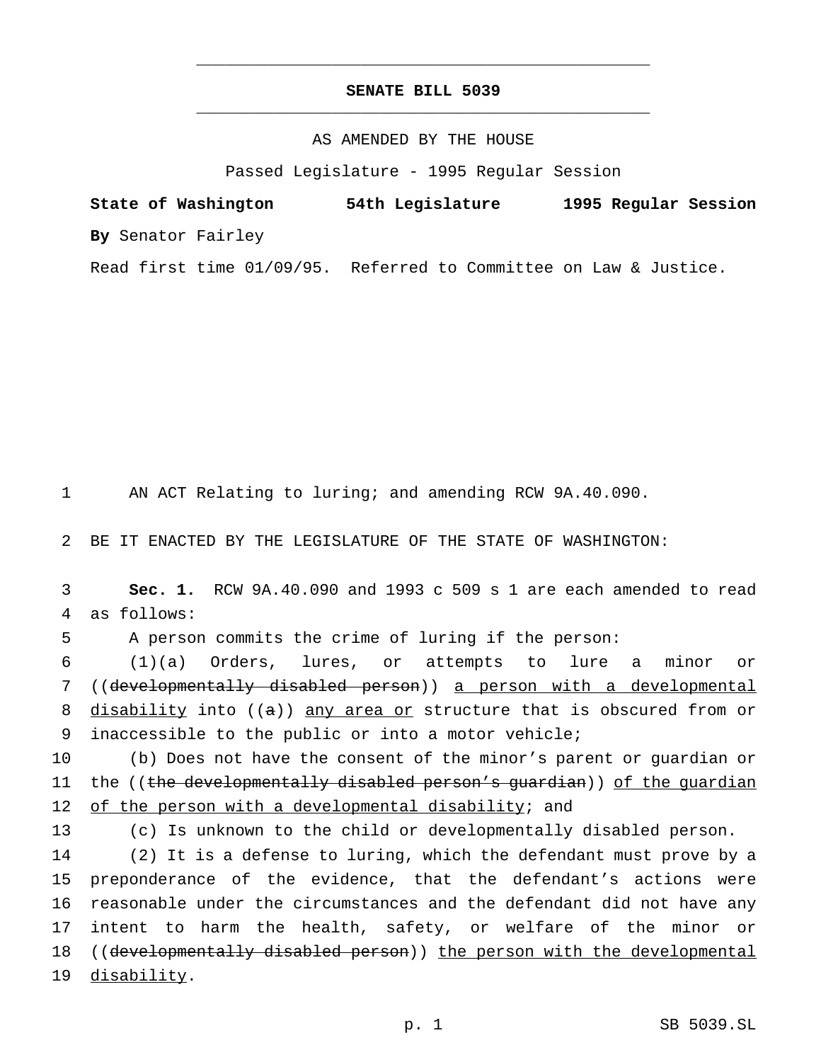**SENATE BILL 5039**

AS AMENDED BY THE HOUSE

Passed Legislature - 1995 Regular Session

**State of Washington** **54th Legislature** **1995 Regular Session**

**By** Senator Fairley

Read first time 01/09/95. Referred to Committee on Law & Justice.

AN ACT Relating to luring; and amending RCW 9A.40.090.

BE IT ENACTED BY THE LEGISLATURE OF THE STATE OF WASHINGTON:

**Sec. 1.** RCW 9A.40.090 and 1993 c 509 s 1 are each amended to read as follows:

A person commits the crime of luring if the person:

(1)(a) Orders, lures, or attempts to lure a minor or ((~~developmentally disabled person~~)) <u>a person with a developmental disability</u> into ((~~a~~)) <u>any area or</u> structure that is obscured from or inaccessible to the public or into a motor vehicle;

(b) Does not have the consent of the minor's parent or guardian or the ((~~the developmentally disabled person's guardian~~)) <u>of the guardian of the person with a developmental disability</u>; and

(c) Is unknown to the child or developmentally disabled person.

(2) It is a defense to luring, which the defendant must prove by a preponderance of the evidence, that the defendant's actions were reasonable under the circumstances and the defendant did not have any intent to harm the health, safety, or welfare of the minor or ((~~developmentally disabled person~~)) <u>the person with the developmental disability</u>.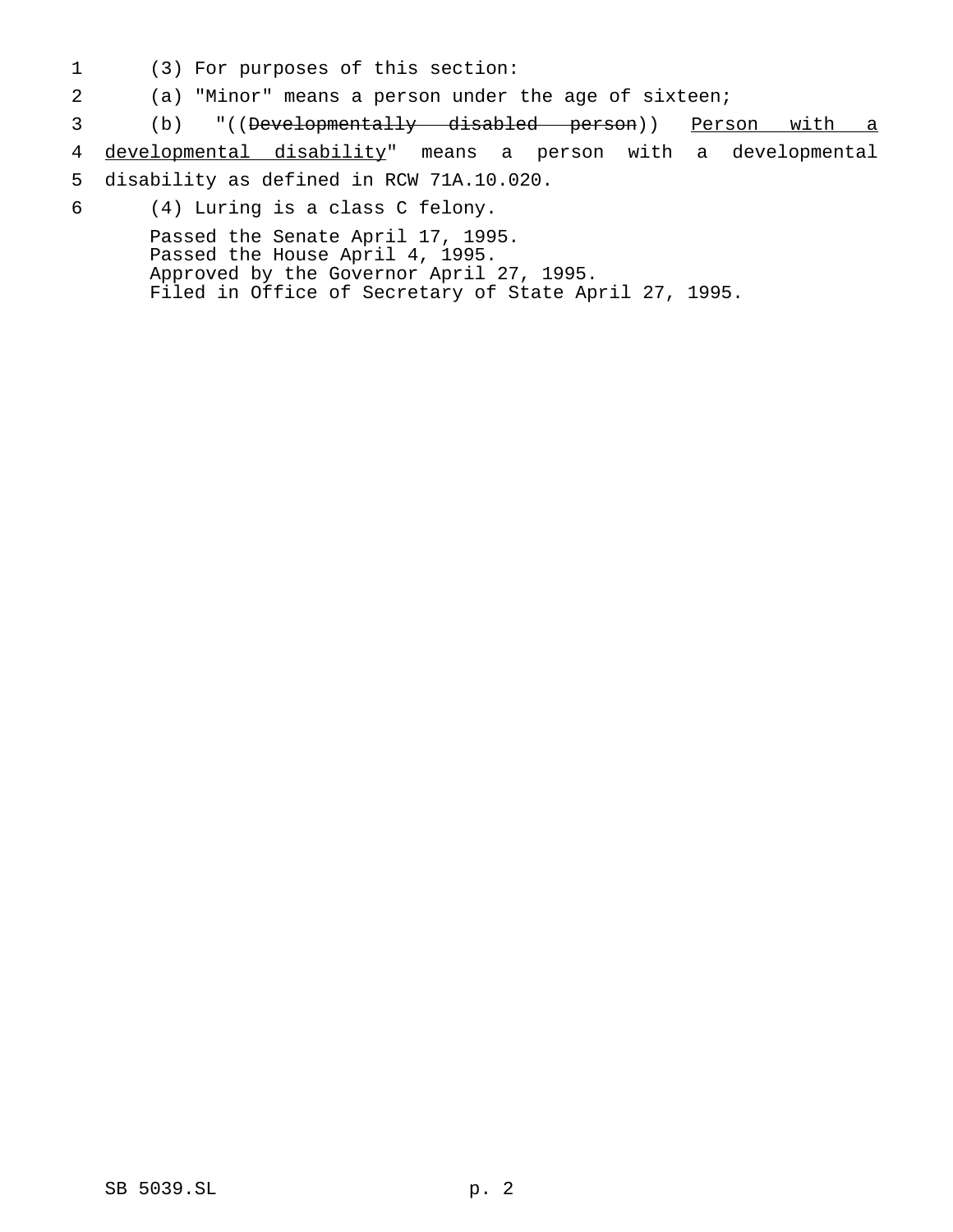(3) For purposes of this section:

(a) "Minor" means a person under the age of sixteen;

(b) "((~~Developmentally disabled person~~)) <u>Person with a developmental disability</u>" means a person with a developmental disability as defined in RCW 71A.10.020.

(4) Luring is a class C felony.

Passed the Senate April 17, 1995.
Passed the House April 4, 1995.
Approved by the Governor April 27, 1995.
Filed in Office of Secretary of State April 27, 1995.